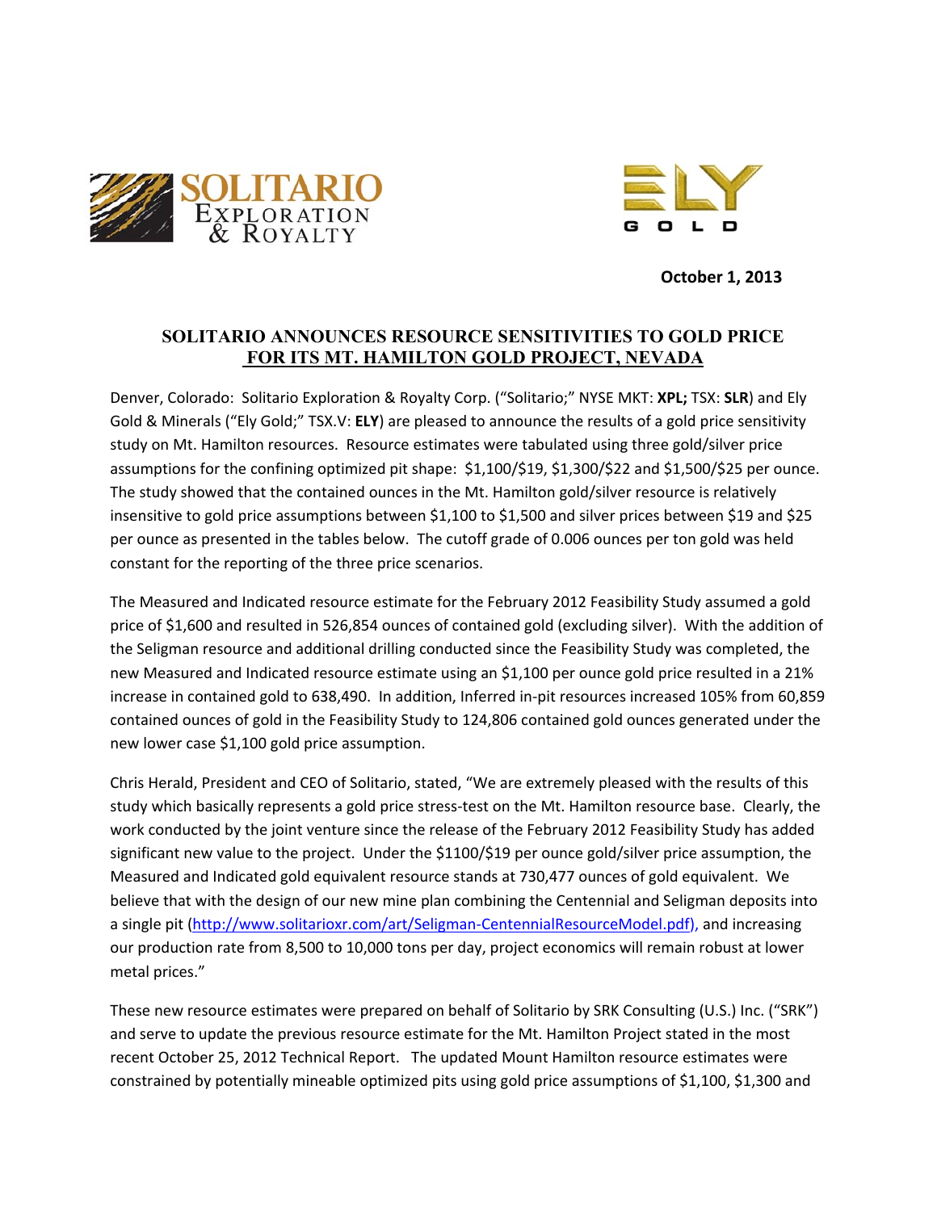**October 1, 2013**

## SOLITARIO ANNOUNCES RESOURCE SENSITIVITIES TO GOLD PRICE FOR ITS MT. HAMILTON GOLD PROJECT, NEVADA

Denver, Colorado: Solitario Exploration & Royalty Corp. ("Solitario;" NYSE MKT: **XPL;** TSX: **SLR**) and Ely Gold & Minerals ("Ely Gold;" TSX.V: **ELY**) are pleased to announce the results of a gold price sensitivity study on Mt. Hamilton resources. Resource estimates were tabulated using three gold/silver price assumptions for the confining optimized pit shape: $1,100/$19, $1,300/$22 and $1,500/$25 per ounce. The study showed that the contained ounces in the Mt. Hamilton gold/silver resource is relatively insensitive to gold price assumptions between $1,100 to $1,500 and silver prices between $19 and $25 per ounce as presented in the tables below. The cutoff grade of 0.006 ounces per ton gold was held constant for the reporting of the three price scenarios.

The Measured and Indicated resource estimate for the February 2012 Feasibility Study assumed a gold price of $1,600 and resulted in 526,854 ounces of contained gold (excluding silver). With the addition of the Seligman resource and additional drilling conducted since the Feasibility Study was completed, the new Measured and Indicated resource estimate using an $1,100 per ounce gold price resulted in a 21% increase in contained gold to 638,490. In addition, Inferred in-pit resources increased 105% from 60,859 contained ounces of gold in the Feasibility Study to 124,806 contained gold ounces generated under the new lower case $1,100 gold price assumption.

Chris Herald, President and CEO of Solitario, stated, "We are extremely pleased with the results of this study which basically represents a gold price stress-test on the Mt. Hamilton resource base. Clearly, the work conducted by the joint venture since the release of the February 2012 Feasibility Study has added significant new value to the project. Under the $1100/$19 per ounce gold/silver price assumption, the Measured and Indicated gold equivalent resource stands at 730,477 ounces of gold equivalent. We believe that with the design of our new mine plan combining the Centennial and Seligman deposits into a single pit (http://www.solitarioxr.com/art/Seligman-CentennialResourceModel.pdf), and increasing our production rate from 8,500 to 10,000 tons per day, project economics will remain robust at lower metal prices."

These new resource estimates were prepared on behalf of Solitario by SRK Consulting (U.S.) Inc. ("SRK") and serve to update the previous resource estimate for the Mt. Hamilton Project stated in the most recent October 25, 2012 Technical Report. The updated Mount Hamilton resource estimates were constrained by potentially mineable optimized pits using gold price assumptions of $1,100, $1,300 and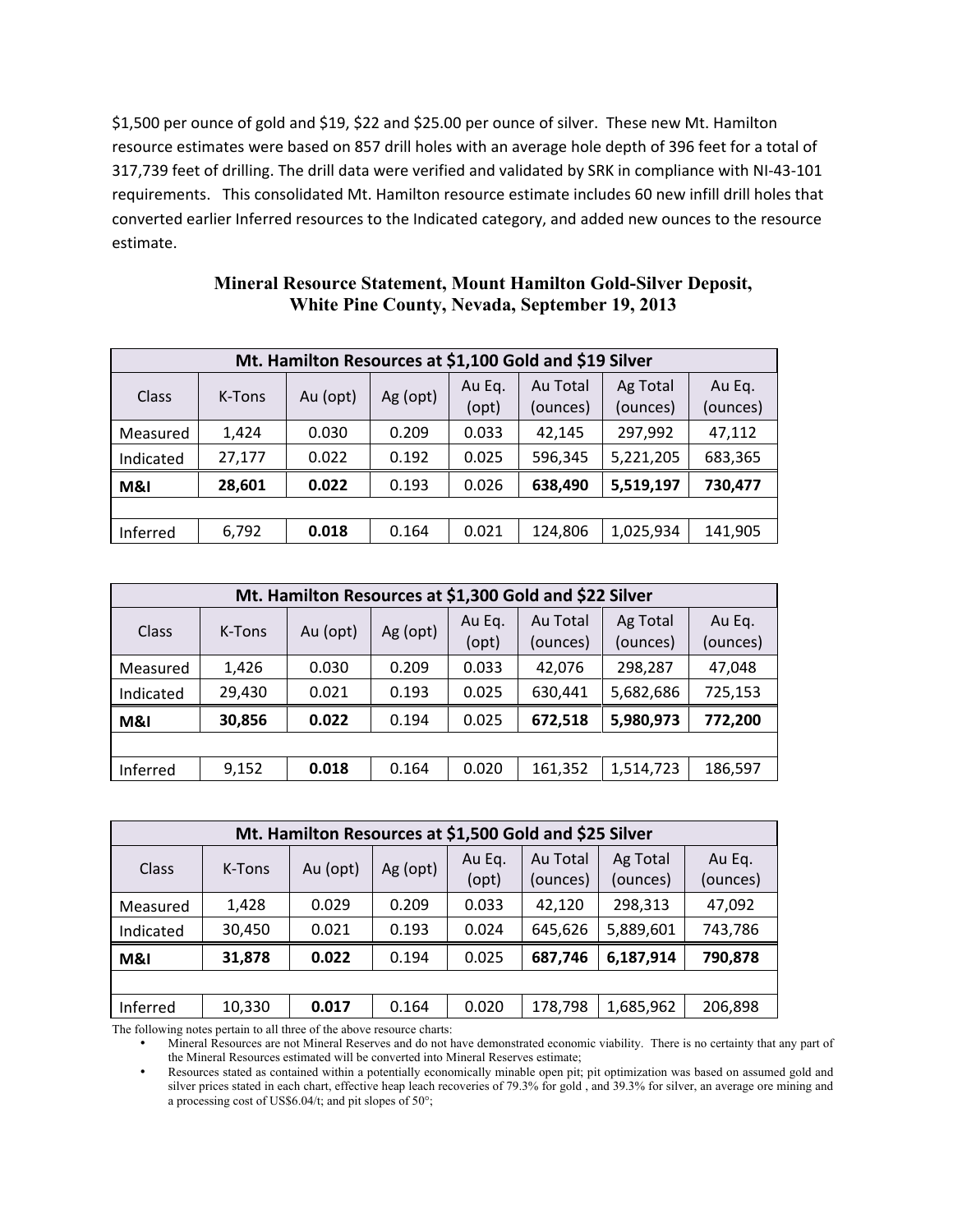$1,500 per ounce of gold and $19, $22 and $25.00 per ounce of silver. These new Mt. Hamilton resource estimates were based on 857 drill holes with an average hole depth of 396 feet for a total of 317,739 feet of drilling. The drill data were verified and validated by SRK in compliance with NI-43-101 requirements. This consolidated Mt. Hamilton resource estimate includes 60 new infill drill holes that converted earlier Inferred resources to the Indicated category, and added new ounces to the resource estimate.

## Mineral Resource Statement, Mount Hamilton Gold-Silver Deposit, White Pine County, Nevada, September 19, 2013

| Mt. Hamilton Resources at $1,100 Gold and $19 Silver | | | | | | | |
|---|---|---|---|---|---|---|---|
| Class | K-Tons | Au (opt) | Ag (opt) | Au Eq. (opt) | Au Total (ounces) | Ag Total (ounces) | Au Eq. (ounces) |
| Measured | 1,424 | 0.030 | 0.209 | 0.033 | 42,145 | 297,992 | 47,112 |
| Indicated | 27,177 | 0.022 | 0.192 | 0.025 | 596,345 | 5,221,205 | 683,365 |
| **M&I** | **28,601** | **0.022** | 0.193 | 0.026 | **638,490** | **5,519,197** | **730,477** |
| | | | | | | | |
| Inferred | 6,792 | **0.018** | 0.164 | 0.021 | 124,806 | 1,025,934 | 141,905 |

| Mt. Hamilton Resources at $1,300 Gold and $22 Silver | | | | | | | |
|---|---|---|---|---|---|---|---|
| Class | K-Tons | Au (opt) | Ag (opt) | Au Eq. (opt) | Au Total (ounces) | Ag Total (ounces) | Au Eq. (ounces) |
| Measured | 1,426 | 0.030 | 0.209 | 0.033 | 42,076 | 298,287 | 47,048 |
| Indicated | 29,430 | 0.021 | 0.193 | 0.025 | 630,441 | 5,682,686 | 725,153 |
| **M&I** | **30,856** | **0.022** | 0.194 | 0.025 | **672,518** | **5,980,973** | **772,200** |
| | | | | | | | |
| Inferred | 9,152 | **0.018** | 0.164 | 0.020 | 161,352 | 1,514,723 | 186,597 |

| Mt. Hamilton Resources at $1,500 Gold and $25 Silver | | | | | | | |
|---|---|---|---|---|---|---|---|
| Class | K-Tons | Au (opt) | Ag (opt) | Au Eq. (opt) | Au Total (ounces) | Ag Total (ounces) | Au Eq. (ounces) |
| Measured | 1,428 | 0.029 | 0.209 | 0.033 | 42,120 | 298,313 | 47,092 |
| Indicated | 30,450 | 0.021 | 0.193 | 0.024 | 645,626 | 5,889,601 | 743,786 |
| **M&I** | **31,878** | **0.022** | 0.194 | 0.025 | **687,746** | **6,187,914** | **790,878** |
| | | | | | | | |
| Inferred | 10,330 | **0.017** | 0.164 | 0.020 | 178,798 | 1,685,962 | 206,898 |

The following notes pertain to all three of the above resource charts:

- Mineral Resources are not Mineral Reserves and do not have demonstrated economic viability. There is no certainty that any part of the Mineral Resources estimated will be converted into Mineral Reserves estimate;
- Resources stated as contained within a potentially economically minable open pit; pit optimization was based on assumed gold and silver prices stated in each chart, effective heap leach recoveries of 79.3% for gold , and 39.3% for silver, an average ore mining and a processing cost of US$6.04/t; and pit slopes of 50°;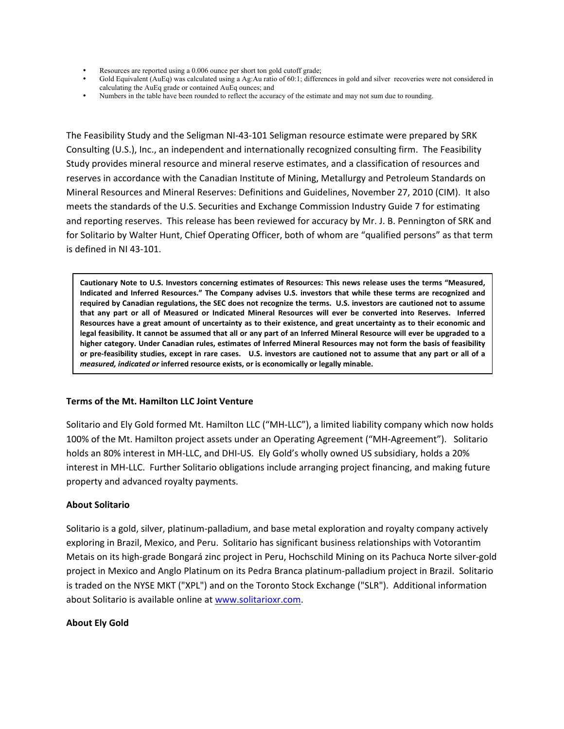- Resources are reported using a 0.006 ounce per short ton gold cutoff grade;
- Gold Equivalent (AuEq) was calculated using a Ag:Au ratio of 60:1; differences in gold and silver recoveries were not considered in calculating the AuEq grade or contained AuEq ounces; and
- Numbers in the table have been rounded to reflect the accuracy of the estimate and may not sum due to rounding.

The Feasibility Study and the Seligman NI-43-101 Seligman resource estimate were prepared by SRK Consulting (U.S.), Inc., an independent and internationally recognized consulting firm. The Feasibility Study provides mineral resource and mineral reserve estimates, and a classification of resources and reserves in accordance with the Canadian Institute of Mining, Metallurgy and Petroleum Standards on Mineral Resources and Mineral Reserves: Definitions and Guidelines, November 27, 2010 (CIM). It also meets the standards of the U.S. Securities and Exchange Commission Industry Guide 7 for estimating and reporting reserves. This release has been reviewed for accuracy by Mr. J. B. Pennington of SRK and for Solitario by Walter Hunt, Chief Operating Officer, both of whom are "qualified persons" as that term is defined in NI 43-101.

**Cautionary Note to U.S. Investors concerning estimates of Resources: This news release uses the terms "Measured, Indicated and Inferred Resources." The Company advises U.S. investors that while these terms are recognized and required by Canadian regulations, the SEC does not recognize the terms. U.S. investors are cautioned not to assume that any part or all of Measured or Indicated Mineral Resources will ever be converted into Reserves. Inferred Resources have a great amount of uncertainty as to their existence, and great uncertainty as to their economic and legal feasibility. It cannot be assumed that all or any part of an Inferred Mineral Resource will ever be upgraded to a higher category. Under Canadian rules, estimates of Inferred Mineral Resources may not form the basis of feasibility or pre-feasibility studies, except in rare cases. U.S. investors are cautioned not to assume that any part or all of a *measured, indicated or* inferred resource exists, or is economically or legally minable.**

### Terms of the Mt. Hamilton LLC Joint Venture

Solitario and Ely Gold formed Mt. Hamilton LLC ("MH-LLC"), a limited liability company which now holds 100% of the Mt. Hamilton project assets under an Operating Agreement ("MH-Agreement"). Solitario holds an 80% interest in MH-LLC, and DHI-US. Ely Gold's wholly owned US subsidiary, holds a 20% interest in MH-LLC. Further Solitario obligations include arranging project financing, and making future property and advanced royalty payments.

### About Solitario

Solitario is a gold, silver, platinum-palladium, and base metal exploration and royalty company actively exploring in Brazil, Mexico, and Peru. Solitario has significant business relationships with Votorantim Metais on its high-grade Bongará zinc project in Peru, Hochschild Mining on its Pachuca Norte silver-gold project in Mexico and Anglo Platinum on its Pedra Branca platinum-palladium project in Brazil. Solitario is traded on the NYSE MKT ("XPL") and on the Toronto Stock Exchange ("SLR"). Additional information about Solitario is available online at www.solitarioxr.com.

### About Ely Gold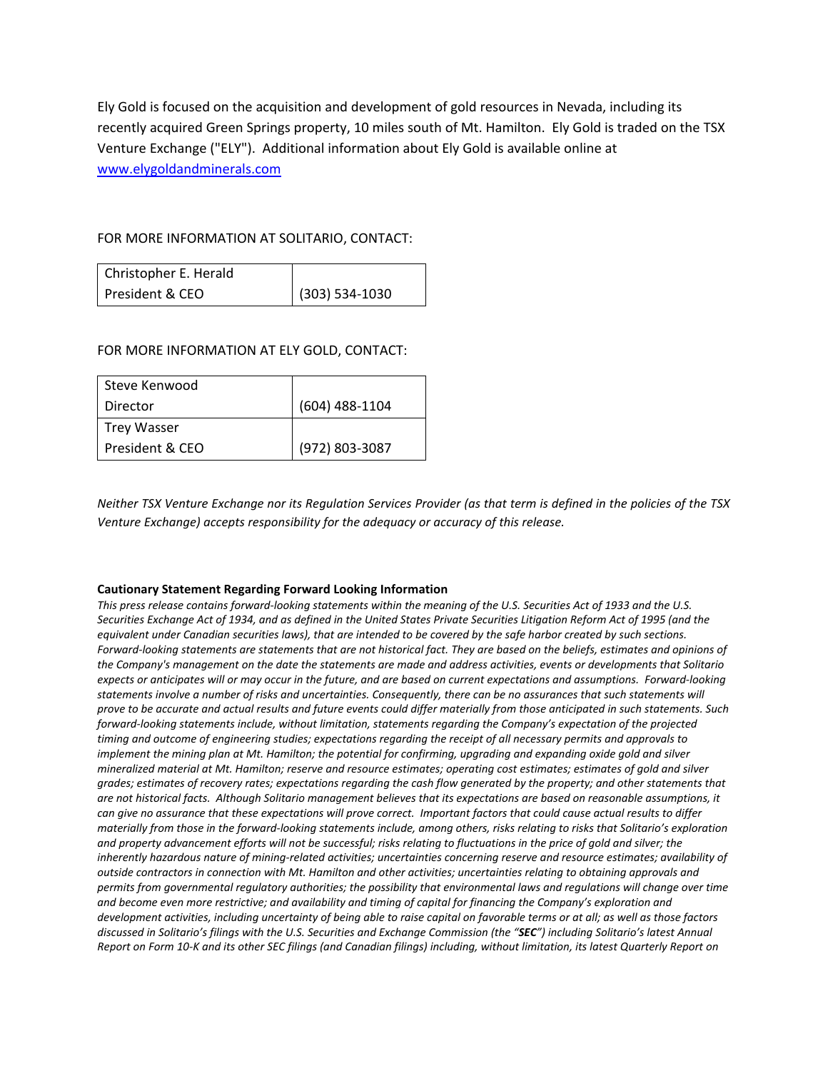Ely Gold is focused on the acquisition and development of gold resources in Nevada, including its recently acquired Green Springs property, 10 miles south of Mt. Hamilton. Ely Gold is traded on the TSX Venture Exchange ("ELY"). Additional information about Ely Gold is available online at [www.elygoldandminerals.com](http://www.elygoldandminerals.com)

FOR MORE INFORMATION AT SOLITARIO, CONTACT:

| Christopher E. Herald<br>President & CEO | (303) 534-1030 |
|---|---|

FOR MORE INFORMATION AT ELY GOLD, CONTACT:

| Steve Kenwood<br>Director | (604) 488-1104 |
|---|---|
| Trey Wasser<br>President & CEO | (972) 803-3087 |

*Neither TSX Venture Exchange nor its Regulation Services Provider (as that term is defined in the policies of the TSX Venture Exchange) accepts responsibility for the adequacy or accuracy of this release.*

**Cautionary Statement Regarding Forward Looking Information**

*This press release contains forward-looking statements within the meaning of the U.S. Securities Act of 1933 and the U.S. Securities Exchange Act of 1934, and as defined in the United States Private Securities Litigation Reform Act of 1995 (and the equivalent under Canadian securities laws), that are intended to be covered by the safe harbor created by such sections. Forward-looking statements are statements that are not historical fact. They are based on the beliefs, estimates and opinions of the Company's management on the date the statements are made and address activities, events or developments that Solitario expects or anticipates will or may occur in the future, and are based on current expectations and assumptions. Forward-looking statements involve a number of risks and uncertainties. Consequently, there can be no assurances that such statements will prove to be accurate and actual results and future events could differ materially from those anticipated in such statements. Such forward-looking statements include, without limitation, statements regarding the Company's expectation of the projected timing and outcome of engineering studies; expectations regarding the receipt of all necessary permits and approvals to implement the mining plan at Mt. Hamilton; the potential for confirming, upgrading and expanding oxide gold and silver mineralized material at Mt. Hamilton; reserve and resource estimates; operating cost estimates; estimates of gold and silver grades; estimates of recovery rates; expectations regarding the cash flow generated by the property; and other statements that are not historical facts. Although Solitario management believes that its expectations are based on reasonable assumptions, it can give no assurance that these expectations will prove correct. Important factors that could cause actual results to differ materially from those in the forward-looking statements include, among others, risks relating to risks that Solitario's exploration and property advancement efforts will not be successful; risks relating to fluctuations in the price of gold and silver; the inherently hazardous nature of mining-related activities; uncertainties concerning reserve and resource estimates; availability of outside contractors in connection with Mt. Hamilton and other activities; uncertainties relating to obtaining approvals and permits from governmental regulatory authorities; the possibility that environmental laws and regulations will change over time and become even more restrictive; and availability and timing of capital for financing the Company's exploration and development activities, including uncertainty of being able to raise capital on favorable terms or at all; as well as those factors discussed in Solitario's filings with the U.S. Securities and Exchange Commission (the "**SEC**") including Solitario's latest Annual Report on Form 10-K and its other SEC filings (and Canadian filings) including, without limitation, its latest Quarterly Report on*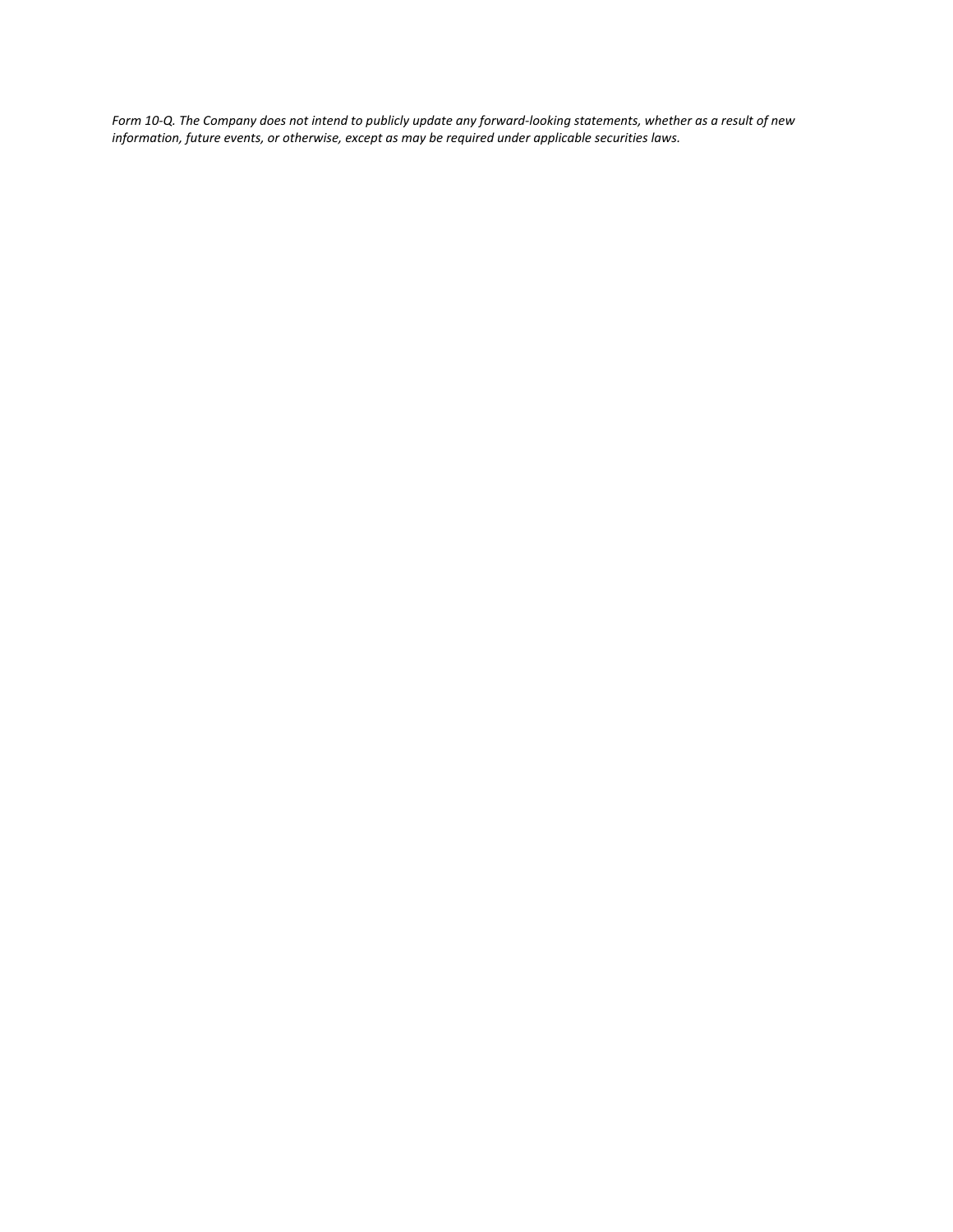*Form 10-Q. The Company does not intend to publicly update any forward-looking statements, whether as a result of new information, future events, or otherwise, except as may be required under applicable securities laws.*